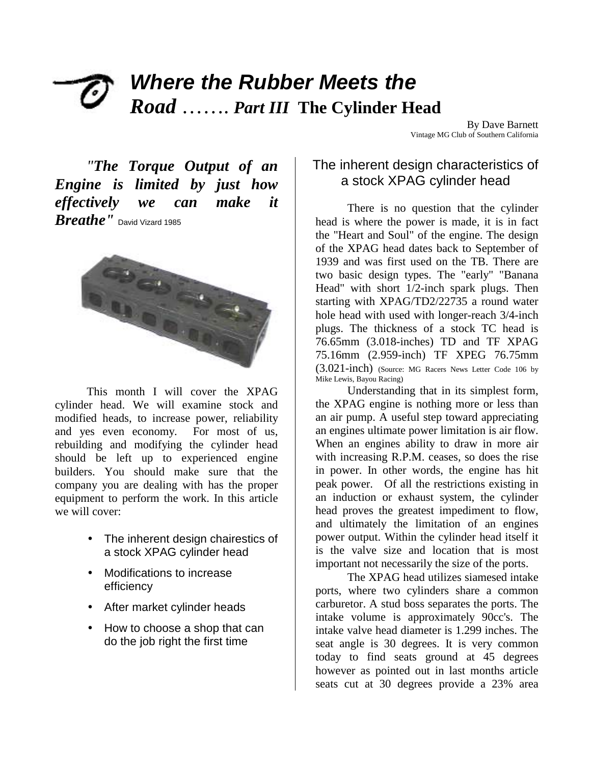# *Where the Rubber Meets the Road ……. Part III* **The Cylinder Head**

By Dave Barnett
Vintage MG Club of Southern California

***"The Torque Output of an Engine is limited by just how effectively we can make it Breathe"*** David Vizard 1985

This month I will cover the XPAG cylinder head. We will examine stock and modified heads, to increase power, reliability and yes even economy. For most of us, rebuilding and modifying the cylinder head should be left up to experienced engine builders. You should make sure that the company you are dealing with has the proper equipment to perform the work. In this article we will cover:

- The inherent design chairestics of a stock XPAG cylinder head
- Modifications to increase efficiency
- After market cylinder heads
- How to choose a shop that can do the job right the first time

## The inherent design characteristics of a stock XPAG cylinder head

There is no question that the cylinder head is where the power is made, it is in fact the "Heart and Soul" of the engine. The design of the XPAG head dates back to September of 1939 and was first used on the TB. There are two basic design types. The "early" "Banana Head" with short 1/2-inch spark plugs. Then starting with XPAG/TD2/22735 a round water hole head with used with longer-reach 3/4-inch plugs. The thickness of a stock TC head is 76.65mm (3.018-inches) TD and TF XPAG 75.16mm (2.959-inch) TF XPEG 76.75mm (3.021-inch) (Source: MG Racers News Letter Code 106 by Mike Lewis, Bayou Racing)

Understanding that in its simplest form, the XPAG engine is nothing more or less than an air pump. A useful step toward appreciating an engines ultimate power limitation is air flow. When an engines ability to draw in more air with increasing R.P.M. ceases, so does the rise in power. In other words, the engine has hit peak power. Of all the restrictions existing in an induction or exhaust system, the cylinder head proves the greatest impediment to flow, and ultimately the limitation of an engines power output. Within the cylinder head itself it is the valve size and location that is most important not necessarily the size of the ports.

The XPAG head utilizes siamesed intake ports, where two cylinders share a common carburetor. A stud boss separates the ports. The intake volume is approximately 90cc's. The intake valve head diameter is 1.299 inches. The seat angle is 30 degrees. It is very common today to find seats ground at 45 degrees however as pointed out in last months article seats cut at 30 degrees provide a 23% area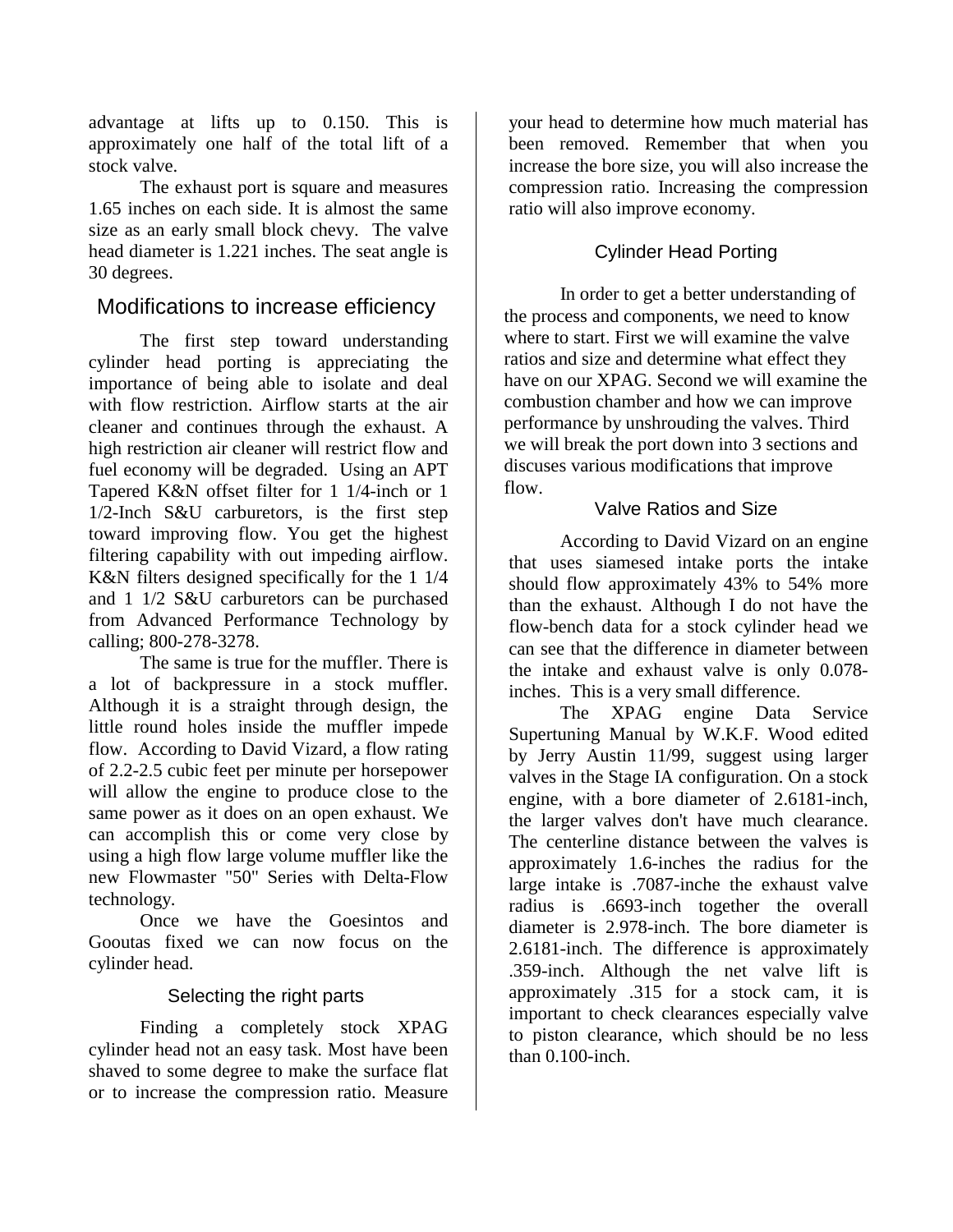advantage at lifts up to 0.150. This is approximately one half of the total lift of a stock valve.

The exhaust port is square and measures 1.65 inches on each side. It is almost the same size as an early small block chevy. The valve head diameter is 1.221 inches. The seat angle is 30 degrees.

## Modifications to increase efficiency

The first step toward understanding cylinder head porting is appreciating the importance of being able to isolate and deal with flow restriction. Airflow starts at the air cleaner and continues through the exhaust. A high restriction air cleaner will restrict flow and fuel economy will be degraded. Using an APT Tapered K&N offset filter for 1 1/4-inch or 1 1/2-Inch S&U carburetors, is the first step toward improving flow. You get the highest filtering capability with out impeding airflow. K&N filters designed specifically for the 1 1/4 and 1 1/2 S&U carburetors can be purchased from Advanced Performance Technology by calling; 800-278-3278.

The same is true for the muffler. There is a lot of backpressure in a stock muffler. Although it is a straight through design, the little round holes inside the muffler impede flow. According to David Vizard, a flow rating of 2.2-2.5 cubic feet per minute per horsepower will allow the engine to produce close to the same power as it does on an open exhaust. We can accomplish this or come very close by using a high flow large volume muffler like the new Flowmaster "50" Series with Delta-Flow technology.

Once we have the Goesintos and Gooutas fixed we can now focus on the cylinder head.

### Selecting the right parts

Finding a completely stock XPAG cylinder head not an easy task. Most have been shaved to some degree to make the surface flat or to increase the compression ratio. Measure your head to determine how much material has been removed. Remember that when you increase the bore size, you will also increase the compression ratio. Increasing the compression ratio will also improve economy.

### Cylinder Head Porting

In order to get a better understanding of the process and components, we need to know where to start. First we will examine the valve ratios and size and determine what effect they have on our XPAG. Second we will examine the combustion chamber and how we can improve performance by unshrouding the valves. Third we will break the port down into 3 sections and discuses various modifications that improve flow.

### Valve Ratios and Size

According to David Vizard on an engine that uses siamesed intake ports the intake should flow approximately 43% to 54% more than the exhaust. Although I do not have the flow-bench data for a stock cylinder head we can see that the difference in diameter between the intake and exhaust valve is only 0.078-inches. This is a very small difference.

The XPAG engine Data Service Supertuning Manual by W.K.F. Wood edited by Jerry Austin 11/99, suggest using larger valves in the Stage IA configuration. On a stock engine, with a bore diameter of 2.6181-inch, the larger valves don't have much clearance. The centerline distance between the valves is approximately 1.6-inches the radius for the large intake is .7087-inche the exhaust valve radius is .6693-inch together the overall diameter is 2.978-inch. The bore diameter is 2.6181-inch. The difference is approximately .359-inch. Although the net valve lift is approximately .315 for a stock cam, it is important to check clearances especially valve to piston clearance, which should be no less than 0.100-inch.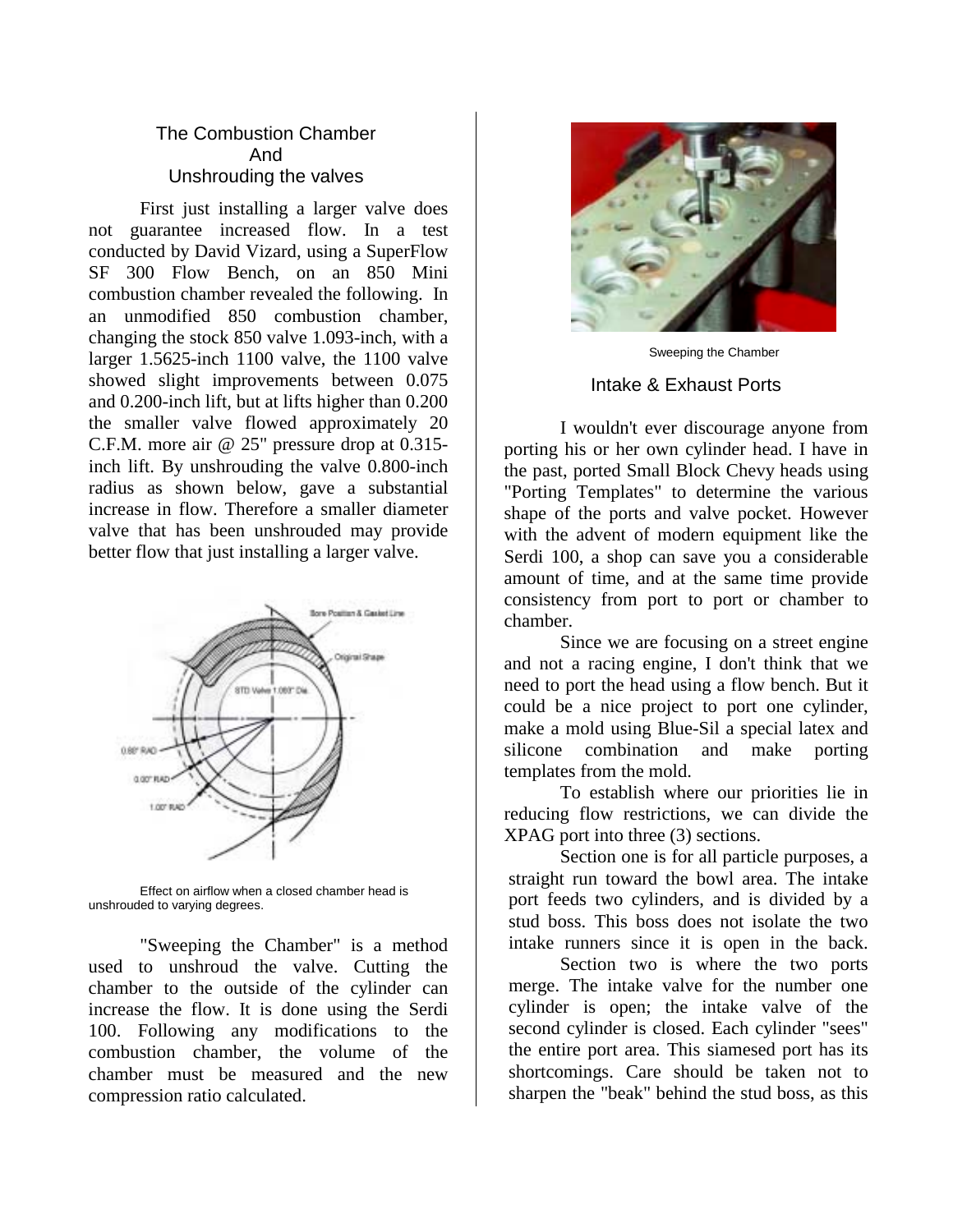## The Combustion Chamber And Unshrouding the valves

First just installing a larger valve does not guarantee increased flow. In a test conducted by David Vizard, using a SuperFlow SF 300 Flow Bench, on an 850 Mini combustion chamber revealed the following. In an unmodified 850 combustion chamber, changing the stock 850 valve 1.093-inch, with a larger 1.5625-inch 1100 valve, the 1100 valve showed slight improvements between 0.075 and 0.200-inch lift, but at lifts higher than 0.200 the smaller valve flowed approximately 20 C.F.M. more air @ 25" pressure drop at 0.315-inch lift. By unshrouding the valve 0.800-inch radius as shown below, gave a substantial increase in flow. Therefore a smaller diameter valve that has been unshrouded may provide better flow that just installing a larger valve.

Effect on airflow when a closed chamber head is unshrouded to varying degrees.

"Sweeping the Chamber" is a method used to unshroud the valve. Cutting the chamber to the outside of the cylinder can increase the flow. It is done using the Serdi 100. Following any modifications to the combustion chamber, the volume of the chamber must be measured and the new compression ratio calculated.

Sweeping the Chamber

## Intake & Exhaust Ports

I wouldn't ever discourage anyone from porting his or her own cylinder head. I have in the past, ported Small Block Chevy heads using "Porting Templates" to determine the various shape of the ports and valve pocket. However with the advent of modern equipment like the Serdi 100, a shop can save you a considerable amount of time, and at the same time provide consistency from port to port or chamber to chamber.

Since we are focusing on a street engine and not a racing engine, I don't think that we need to port the head using a flow bench. But it could be a nice project to port one cylinder, make a mold using Blue-Sil a special latex and silicone combination and make porting templates from the mold.

To establish where our priorities lie in reducing flow restrictions, we can divide the XPAG port into three (3) sections.

Section one is for all particle purposes, a straight run toward the bowl area. The intake port feeds two cylinders, and is divided by a stud boss. This boss does not isolate the two intake runners since it is open in the back.

Section two is where the two ports merge. The intake valve for the number one cylinder is open; the intake valve of the second cylinder is closed. Each cylinder "sees" the entire port area. This siamesed port has its shortcomings. Care should be taken not to sharpen the "beak" behind the stud boss, as this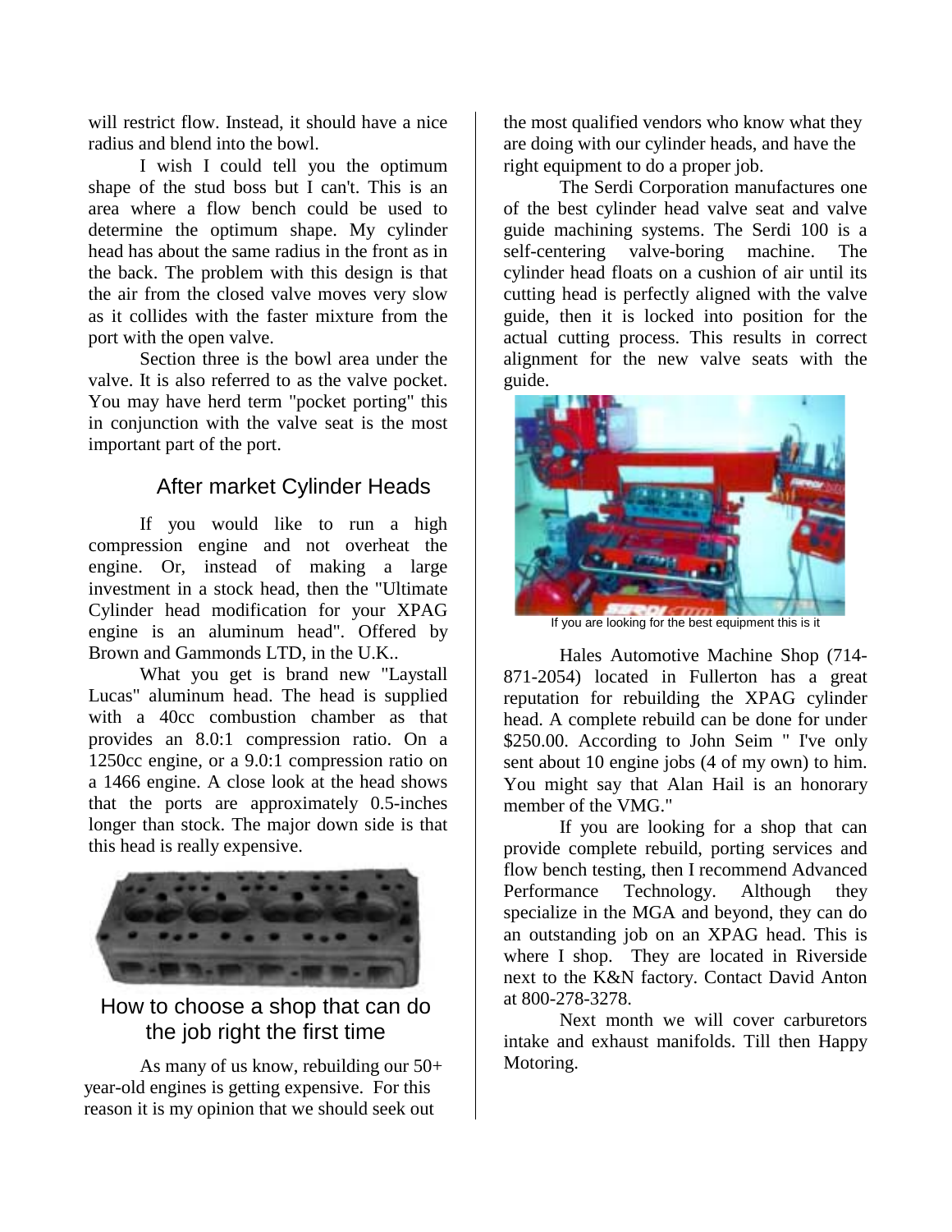will restrict flow. Instead, it should have a nice radius and blend into the bowl.

I wish I could tell you the optimum shape of the stud boss but I can't. This is an area where a flow bench could be used to determine the optimum shape. My cylinder head has about the same radius in the front as in the back. The problem with this design is that the air from the closed valve moves very slow as it collides with the faster mixture from the port with the open valve.

Section three is the bowl area under the valve. It is also referred to as the valve pocket. You may have herd term "pocket porting" this in conjunction with the valve seat is the most important part of the port.

## After market Cylinder Heads

If you would like to run a high compression engine and not overheat the engine. Or, instead of making a large investment in a stock head, then the "Ultimate Cylinder head modification for your XPAG engine is an aluminum head". Offered by Brown and Gammonds LTD, in the U.K..

What you get is brand new "Laystall Lucas" aluminum head. The head is supplied with a 40cc combustion chamber as that provides an 8.0:1 compression ratio. On a 1250cc engine, or a 9.0:1 compression ratio on a 1466 engine. A close look at the head shows that the ports are approximately 0.5-inches longer than stock. The major down side is that this head is really expensive.

## How to choose a shop that can do the job right the first time

As many of us know, rebuilding our 50+ year-old engines is getting expensive. For this reason it is my opinion that we should seek out the most qualified vendors who know what they are doing with our cylinder heads, and have the right equipment to do a proper job.

The Serdi Corporation manufactures one of the best cylinder head valve seat and valve guide machining systems. The Serdi 100 is a self-centering valve-boring machine. The cylinder head floats on a cushion of air until its cutting head is perfectly aligned with the valve guide, then it is locked into position for the actual cutting process. This results in correct alignment for the new valve seats with the guide.

If you are looking for the best equipment this is it

Hales Automotive Machine Shop (714-871-2054) located in Fullerton has a great reputation for rebuilding the XPAG cylinder head. A complete rebuild can be done for under $250.00. According to John Seim " I've only sent about 10 engine jobs (4 of my own) to him. You might say that Alan Hail is an honorary member of the VMG."

If you are looking for a shop that can provide complete rebuild, porting services and flow bench testing, then I recommend Advanced Performance Technology. Although they specialize in the MGA and beyond, they can do an outstanding job on an XPAG head. This is where I shop. They are located in Riverside next to the K&N factory. Contact David Anton at 800-278-3278.

Next month we will cover carburetors intake and exhaust manifolds. Till then Happy Motoring.